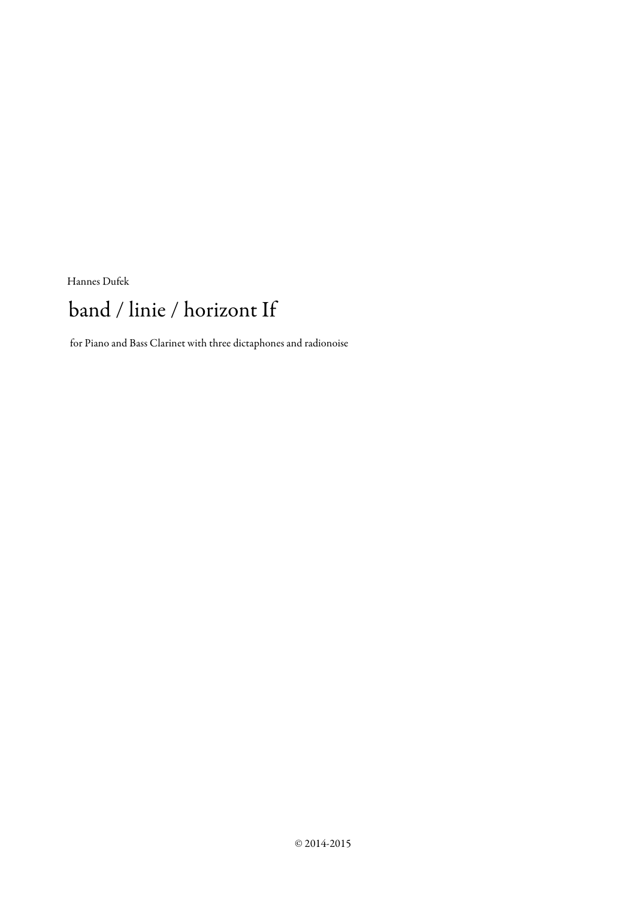Hannes Dufek

# band / linie / horizont If

for Piano and Bass Clarinet with three dictaphones and radionoise

© 2014-2015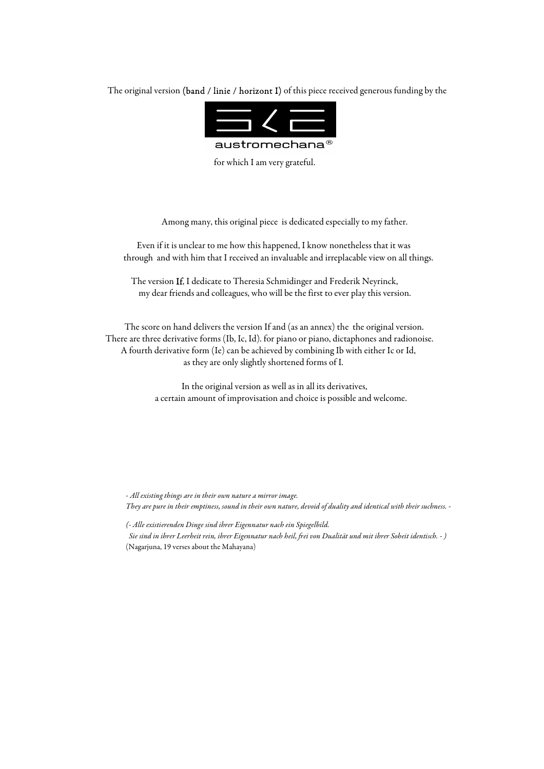The original version **(band / linie / horizont I)** of this piece received generous funding by the

austromechana®

for which I am very grateful.

Among many, this original piece is dedicated especially to my father.

Even if it is unclear to me how this happened, I know nonetheless that it was through and with him that I received an invaluable and irreplacable view on all things.

The version **If**, I dedicate to Theresia Schmidinger and Frederik Neyrinck, my dear friends and colleagues, who will be the first to ever play this version.

The score on hand delivers the version If and (as an annex) the the original version.
There are three derivative forms (Ib, Ic, Id). for piano or piano, dictaphones and radionoise.
A fourth derivative form (Ie) can be achieved by combining Ib with either Ic or Id, as they are only slightly shortened forms of I.

In the original version as well as in all its derivatives, a certain amount of improvisation and choice is possible and welcome.

*- All existing things are in their own nature a mirror image.*
*They are pure in their emptiness, sound in their own nature, devoid of duality and identical with their suchness. -*

*(- Alle existierenden Dinge sind ihrer Eigennatur nach ein Spiegelbild.*
*Sie sind in ihrer Leerheit rein, ihrer Eigennatur nach heil, frei von Dualität und mit ihrer Soheit identisch. - )*
(Nagarjuna, 19 verses about the Mahayana)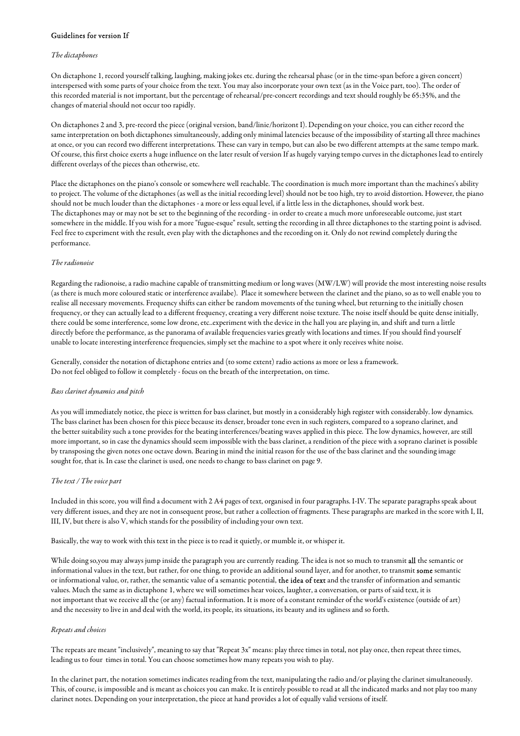# Guidelines for version If

*The dictaphones*

On dictaphone 1, record yourself talking, laughing, making jokes etc. during the rehearsal phase (or in the time-span before a given concert) interspersed with some parts of your choice from the text. You may also incorporate your own text (as in the Voice part, too). The order of this recorded material is not important, but the percentage of rehearsal/pre-concert recordings and text should roughly be 65:35%, and the changes of material should not occur too rapidly.

On dictaphones 2 and 3, pre-record the piece (original version, band/linie/horizont I). Depending on your choice, you can either record the same interpretation on both dictaphones simultaneously, adding only minimal latencies because of the impossibility of starting all three machines at once, or you can record two different interpretations. These can vary in tempo, but can also be two different attempts at the same tempo mark. Of course, this first choice exerts a huge influence on the later result of version If as hugely varying tempo curves in the dictaphones lead to entirely different overlays of the pieces than otherwise, etc.

Place the dictaphones on the piano's console or somewhere well reachable. The coordination is much more important than the machines's ability to project. The volume of the dictaphones (as well as the initial recording level) should not be too high, try to avoid distortion. However, the piano should not be much louder than the dictaphones - a more or less equal level, if a little less in the dictaphones, should work best.
The dictaphones may or may not be set to the beginning of the recording - in order to create a much more unforeseeable outcome, just start somewhere in the middle. If you wish for a more "fugue-esque" result, setting the recording in all three dictaphones to the starting point is advised. Feel free to experiment with the result, even play with the dictaphones and the recording on it. Only do not rewind completely during the performance.

*The radionoise*

Regarding the radionoise, a radio machine capable of transmitting medium or long waves (MW/LW) will provide the most interesting noise results (as there is much more coloured static or interference availabe). Place it somewhere between the clarinet and the piano, so as to well enable you to realise all necessary movements. Frequency shifts can either be random movements of the tuning wheel, but returning to the initially chosen frequency, or they can actually lead to a different frequency, creating a very different noise texture. The noise itself should be quite dense initially, there could be some interference, some low drone, etc..experiment with the device in the hall you are playing in, and shift and turn a little directly before the performance, as the panorama of available frequencies varies greatly with locations and times. If you should find yourself unable to locate interesting interference frequencies, simply set the machine to a spot where it only receives white noise.

Generally, consider the notation of dictaphone entries and (to some extent) radio actions as more or less a framework.
Do not feel obliged to follow it completely - focus on the breath of the interpretation, on time.

*Bass clarinet dynamics and pitch*

As you will immediately notice, the piece is written for bass clarinet, but mostly in a considerably high register with considerably. low dynamics. The bass clarinet has been chosen for this piece because its denser, broader tone even in such registers, compared to a soprano clarinet, and the better suitability such a tone provides for the beating interferences/beating waves applied in this piece. The low dynamics, however, are still more important, so in case the dynamics should seem impossible with the bass clarinet, a rendition of the piece with a soprano clarinet is possible by transposing the given notes one octave down. Bearing in mind the initial reason for the use of the bass clarinet and the sounding image sought for, that is. In case the clarinet is used, one needs to change to bass clarinet on page 9.

*The text / The voice part*

Included in this score, you will find a document with 2 A4 pages of text, organised in four paragraphs. I-IV. The separate paragraphs speak about very different issues, and they are not in consequent prose, but rather a collection of fragments. These paragraphs are marked in the score with I, II, III, IV, but there is also V, which stands for the possibility of including your own text.

Basically, the way to work with this text in the piece is to read it quietly, or mumble it, or whisper it.

While doing so,you may always jump inside the paragraph you are currently reading. The idea is not so much to transmit **all** the semantic or informational values in the text, but rather, for one thing, to provide an additional sound layer, and for another, to transmit **some** semantic or informational value, or, rather, the semantic value of a semantic potential, **the idea of text** and the transfer of information and semantic values. Much the same as in dictaphone 1, where we will sometimes hear voices, laughter, a conversation, or parts of said text, it is not important that we receive all the (or any) factual information. It is more of a constant reminder of the world's existence (outside of art) and the necessity to live in and deal with the world, its people, its situations, its beauty and its ugliness and so forth.

*Repeats and choices*

The repeats are meant "inclusively", meaning to say that "Repeat 3x" means: play three times in total, not play once, then repeat three times, leading us to four times in total. You can choose sometimes how many repeats you wish to play.

In the clarinet part, the notation sometimes indicates reading from the text, manipulating the radio and/or playing the clarinet simultaneously. This, of course, is impossible and is meant as choices you can make. It is entirely possible to read at all the indicated marks and not play too many clarinet notes. Depending on your interpretation, the piece at hand provides a lot of equally valid versions of itself.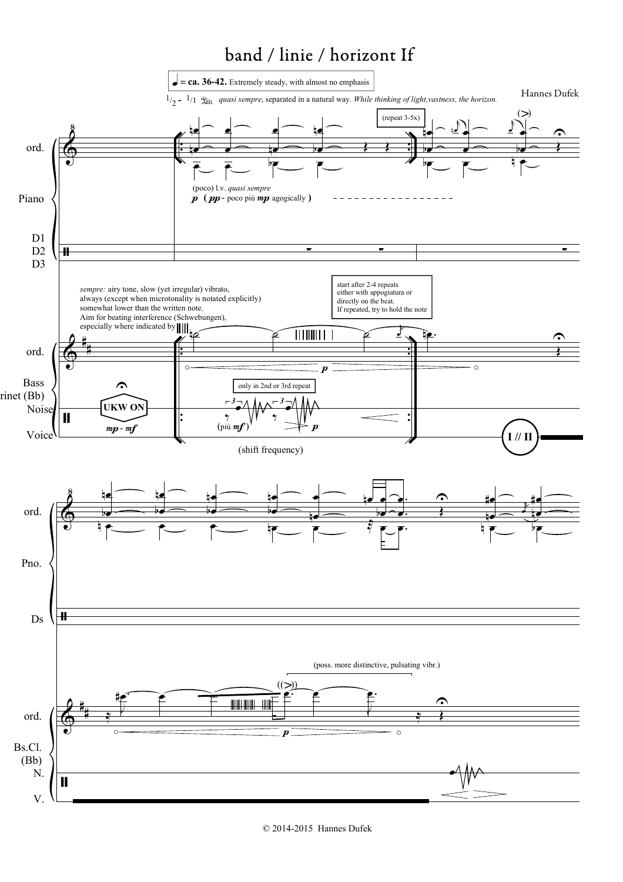# band / linie / horizont If

Hannes Dufek

♩ = **ca. 36-42.** Extremely steady, with almost no emphasis

1/2 - 1/1 Ped. *quasi sempre*, separated in a natural way. *While thinking of light,vastness, the horizon.*

(repeat 3-5x)

ord.

Piano

D1
D2
D3

(poco) l.v. *quasi sempre*
**p** ( **pp** - poco più **mp** agogically )

*sempre:* airy tone, slow (yet irregular) vibrato,
always (except when microtonality is notated explicitly)
somewhat lower than the written note.
Aim for beating interference (Schwebungen),
especially where indicated by

start after 2-4 repeats
either with appogiatura or
directly on the beat.
If repeated, try to hold the note

ord.

Bass Clarinet (Bb)

Noise

Voice

UKW ON

**mp** - **mf**

only in 2nd or 3rd repeat

(più **mf**)

**p**

(shift frequency)

I // II

ord.

Pno.

Ds

(poss. more distinctive, pulsating vibr.)

((>))

ord.

Bs.Cl. (Bb)

N.

V.

**p**

© 2014-2015 Hannes Dufek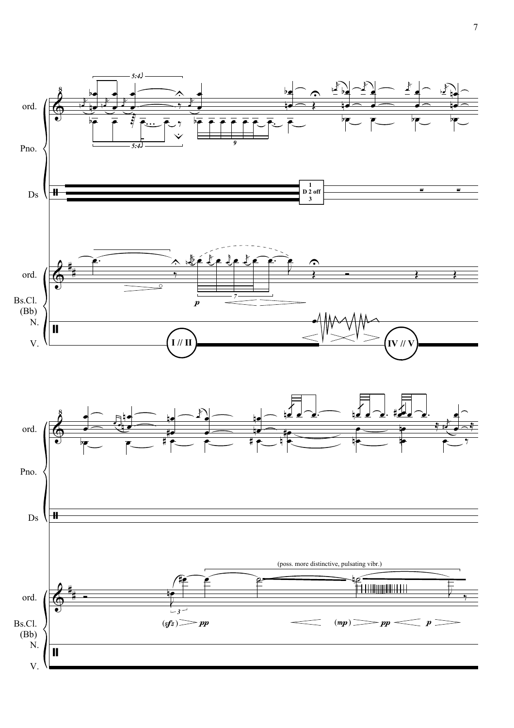ord.

Pno.

Ds

1
D 2 off
3

ord.

Bs.Cl.
(Bb)
N.

V.

I // II

IV // V

(poss. more distinctive, pulsating vibr.)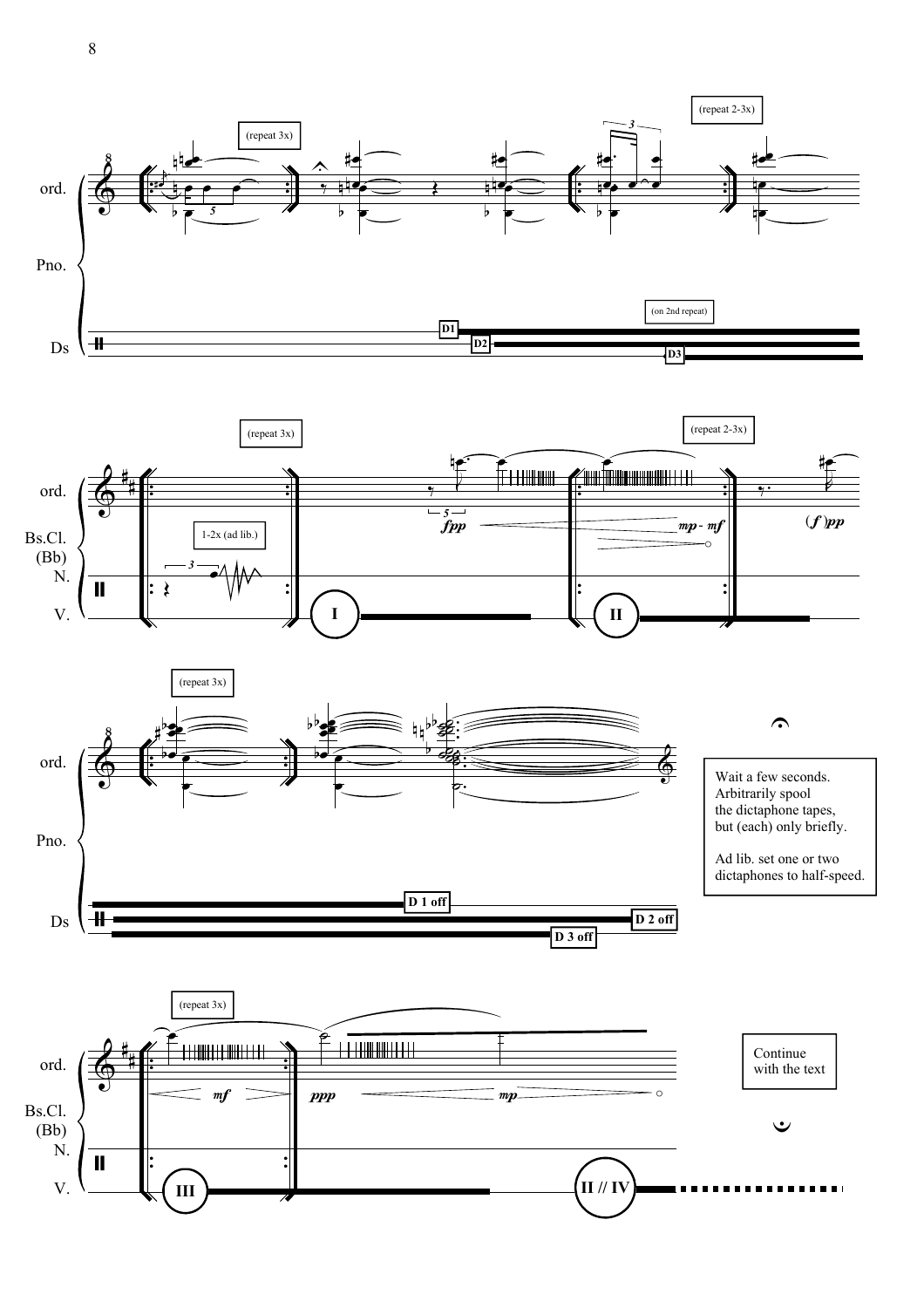Wait a few seconds.
Arbitrarily spool
the dictaphone tapes,
but (each) only briefly.

Ad lib. set one or two
dictaphones to half-speed.

Continue
with the text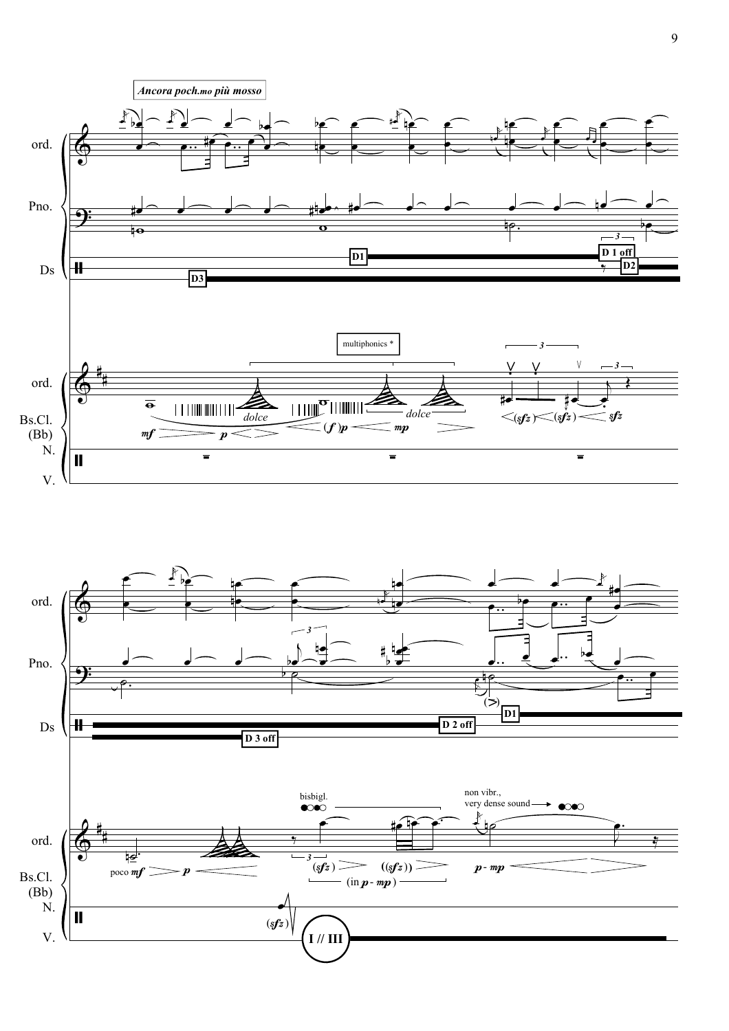*Ancora poch.mo più mosso*

ord.

Pno.

Ds

D1

D3

D 1 off

D2

multiphonics *

ord.

Bs.Cl. (Bb)

N.

V.

*dolce*

*mf* *p* (*f*) *p* *mp*

*dolce*

(*sfz*) (*sfz*) *sfz*

D 3 off

D 2 off

D1

bisbigl.

non vibr., very dense sound

poco *mf* *p*

(*sfz*) ((*sfz*))

(in *p* - *mp*)

*p* - *mp*

(*sfz*)

I // III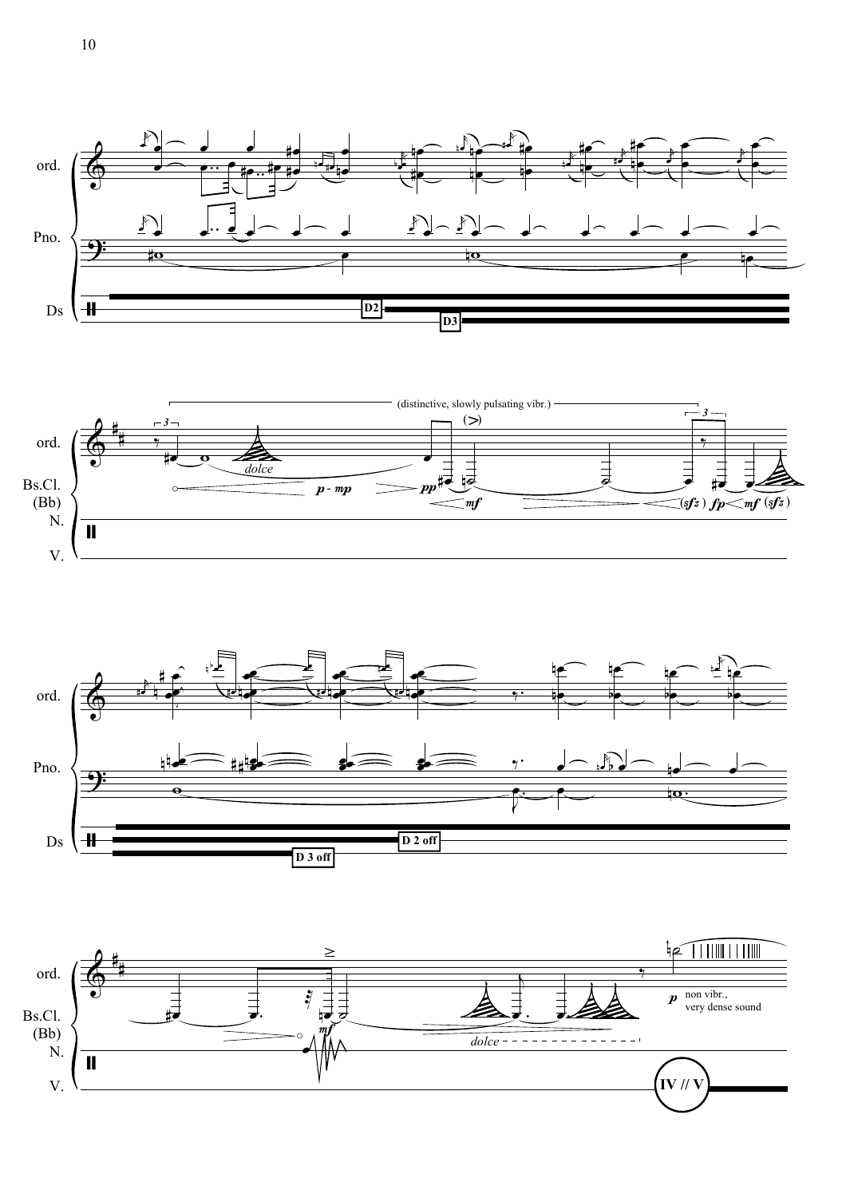ord.

Pno.

Ds

D2

D3

(distinctive, slowly pulsating vibr.)

ord.

Bs.Cl.
(Bb)

N.

V.

*dolce*

*p* - *mp*

*pp*

(>)

*mf*

(*sfz*) *fp* *mf* (*sfz*)

ord.

Pno.

Ds

D 3 off

D 2 off

ord.

Bs.Cl.
(Bb)

N.

V.

*mf*

*dolce*

*p* non vibr.,
very dense sound

IV // V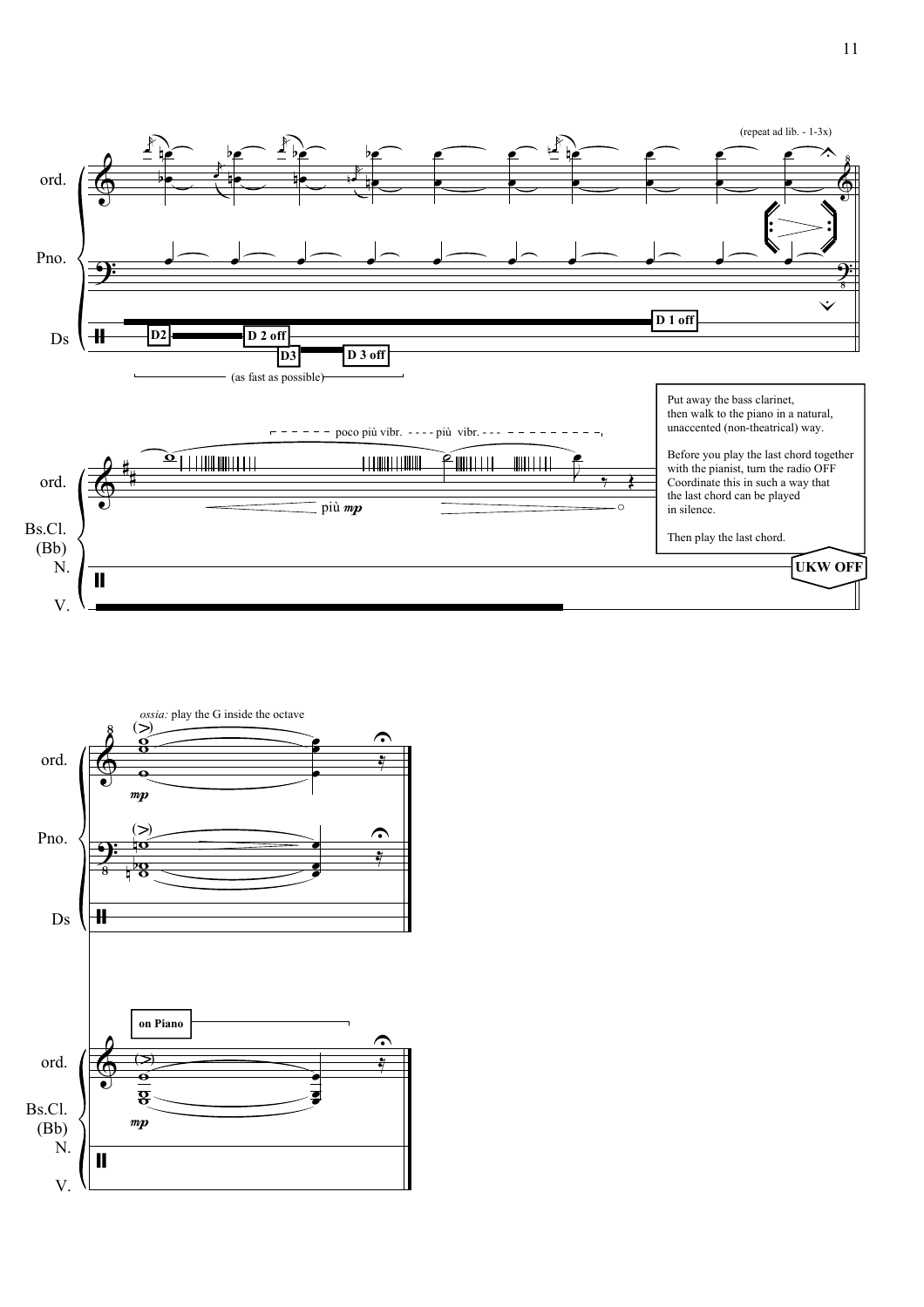(repeat ad lib. - 1-3x)

ord.

Pno.

Ds

D2

D 2 off

D3

D 3 off

D 1 off

(as fast as possible)

poco più vibr. - - - - più vibr. - - -

più *mp*

Put away the bass clarinet,
then walk to the piano in a natural,
unaccented (non-theatrical) way.

Before you play the last chord together
with the pianist, turn the radio OFF
Coordinate this in such a way that
the last chord can be played
in silence.

Then play the last chord.

ord.

Bs.Cl.
(Bb)

N.

V.

UKW OFF

*ossia:* play the G inside the octave

ord.

*mp*

Pno.

Ds

on Piano

ord.

*mp*

Bs.Cl.
(Bb)

N.

V.